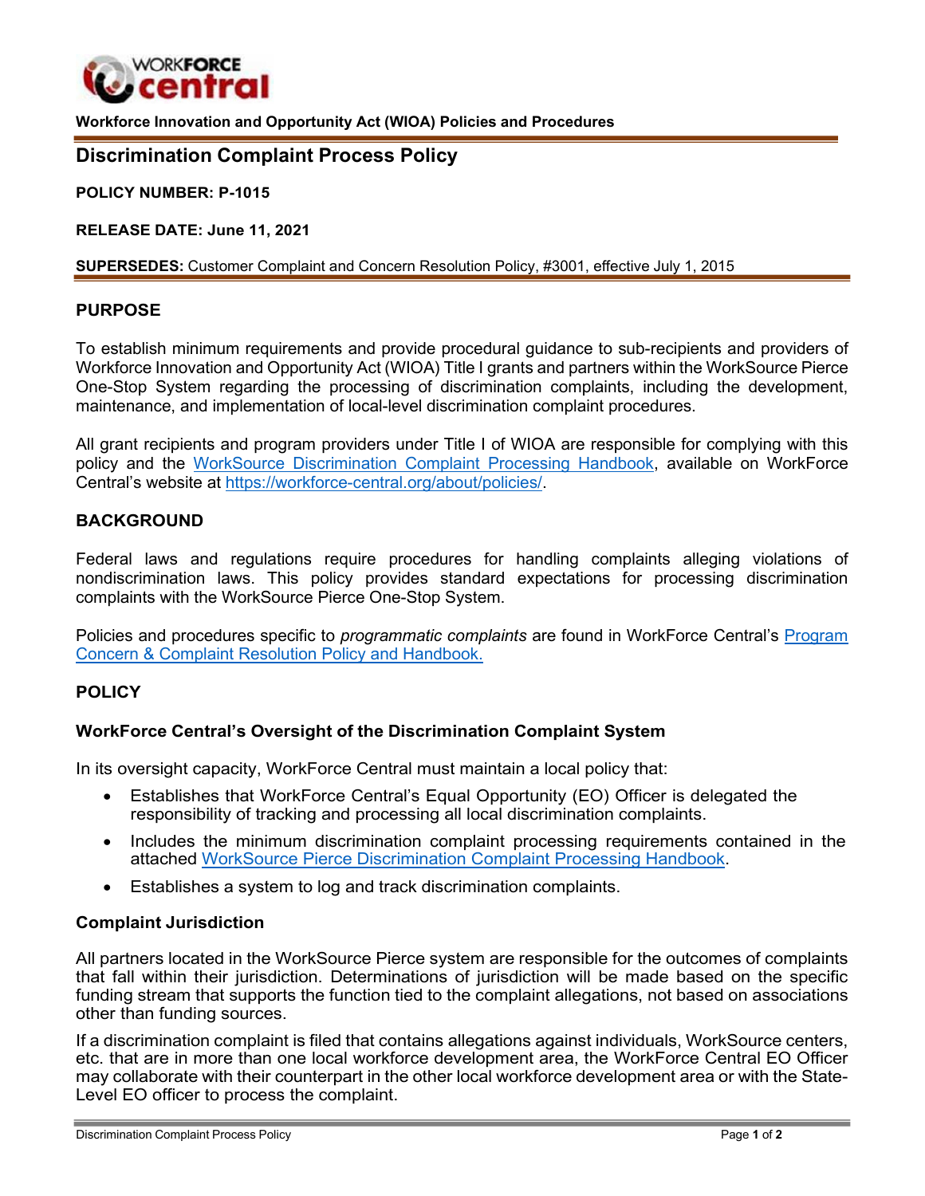**Workforce Innovation and Opportunity Act (WIOA) Policies and Procedures**

# Discrimination Complaint Process Policy

**POLICY NUMBER: P-1015**

**RELEASE DATE: June 11, 2021**

**SUPERSEDES:** Customer Complaint and Concern Resolution Policy, #3001, effective July 1, 2015

## PURPOSE

To establish minimum requirements and provide procedural guidance to sub-recipients and providers of Workforce Innovation and Opportunity Act (WIOA) Title I grants and partners within the WorkSource Pierce One-Stop System regarding the processing of discrimination complaints, including the development, maintenance, and implementation of local-level discrimination complaint procedures.

All grant recipients and program providers under Title I of WIOA are responsible for complying with this policy and the WorkSource Discrimination Complaint Processing Handbook, available on WorkForce Central's website at https://workforce-central.org/about/policies/.

## BACKGROUND

Federal laws and regulations require procedures for handling complaints alleging violations of nondiscrimination laws. This policy provides standard expectations for processing discrimination complaints with the WorkSource Pierce One-Stop System.

Policies and procedures specific to *programmatic complaints* are found in WorkForce Central's Program Concern & Complaint Resolution Policy and Handbook.

## POLICY

### WorkForce Central's Oversight of the Discrimination Complaint System

In its oversight capacity, WorkForce Central must maintain a local policy that:

- Establishes that WorkForce Central's Equal Opportunity (EO) Officer is delegated the responsibility of tracking and processing all local discrimination complaints.
- Includes the minimum discrimination complaint processing requirements contained in the attached WorkSource Pierce Discrimination Complaint Processing Handbook.
- Establishes a system to log and track discrimination complaints.

### Complaint Jurisdiction

All partners located in the WorkSource Pierce system are responsible for the outcomes of complaints that fall within their jurisdiction. Determinations of jurisdiction will be made based on the specific funding stream that supports the function tied to the complaint allegations, not based on associations other than funding sources.

If a discrimination complaint is filed that contains allegations against individuals, WorkSource centers, etc. that are in more than one local workforce development area, the WorkForce Central EO Officer may collaborate with their counterpart in the other local workforce development area or with the State-Level EO officer to process the complaint.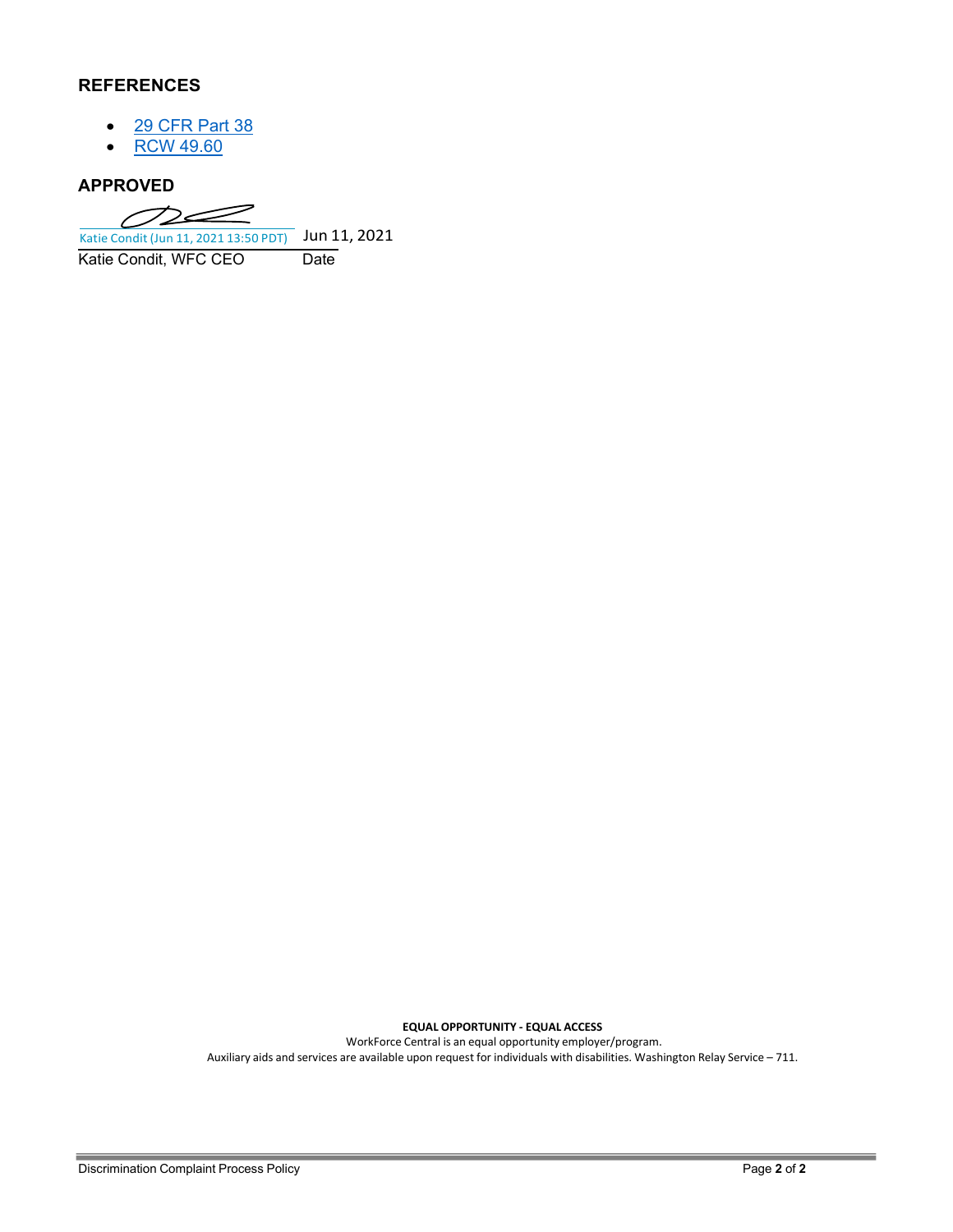## REFERENCES

- [29 CFR Part 38]
- [RCW 49.60]

## APPROVED

Katie Condit (Jun 11, 2021 13:50 PDT) Jun 11, 2021

Katie Condit, WFC CEO Date

**EQUAL OPPORTUNITY - EQUAL ACCESS**

WorkForce Central is an equal opportunity employer/program.

Auxiliary aids and services are available upon request for individuals with disabilities. Washington Relay Service – 711.